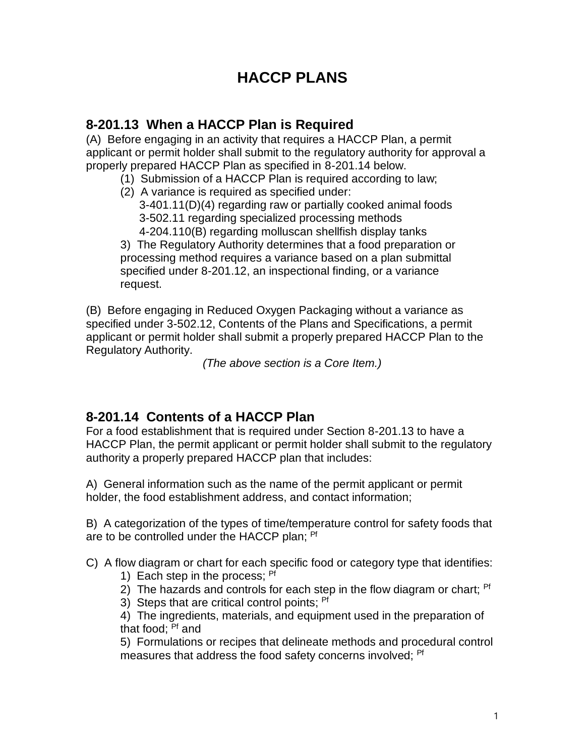# HACCP PLANS

## 8-201.13 When a HACCP Plan is Required

(A) Before engaging in an activity that requires a HACCP Plan, a permit applicant or permit holder shall submit to the regulatory authority for approval a properly prepared HACCP Plan as specified in 8-201.14 below.

(1) Submission of a HACCP Plan is required according to law;

(2) A variance is required as specified under:
 3-401.11(D)(4) regarding raw or partially cooked animal foods
 3-502.11 regarding specialized processing methods
 4-204.110(B) regarding molluscan shellfish display tanks

3) The Regulatory Authority determines that a food preparation or processing method requires a variance based on a plan submittal specified under 8-201.12, an inspectional finding, or a variance request.

(B) Before engaging in Reduced Oxygen Packaging without a variance as specified under 3-502.12, Contents of the Plans and Specifications, a permit applicant or permit holder shall submit a properly prepared HACCP Plan to the Regulatory Authority.

*(The above section is a Core Item.)*

## 8-201.14 Contents of a HACCP Plan

For a food establishment that is required under Section 8-201.13 to have a HACCP Plan, the permit applicant or permit holder shall submit to the regulatory authority a properly prepared HACCP plan that includes:

A) General information such as the name of the permit applicant or permit holder, the food establishment address, and contact information;

B) A categorization of the types of time/temperature control for safety foods that are to be controlled under the HACCP plan; [Pf]

C) A flow diagram or chart for each specific food or category type that identifies:

1) Each step in the process; [Pf]

2) The hazards and controls for each step in the flow diagram or chart; [Pf]

3) Steps that are critical control points; [Pf]

4) The ingredients, materials, and equipment used in the preparation of that food; [Pf] and

5) Formulations or recipes that delineate methods and procedural control measures that address the food safety concerns involved; [Pf]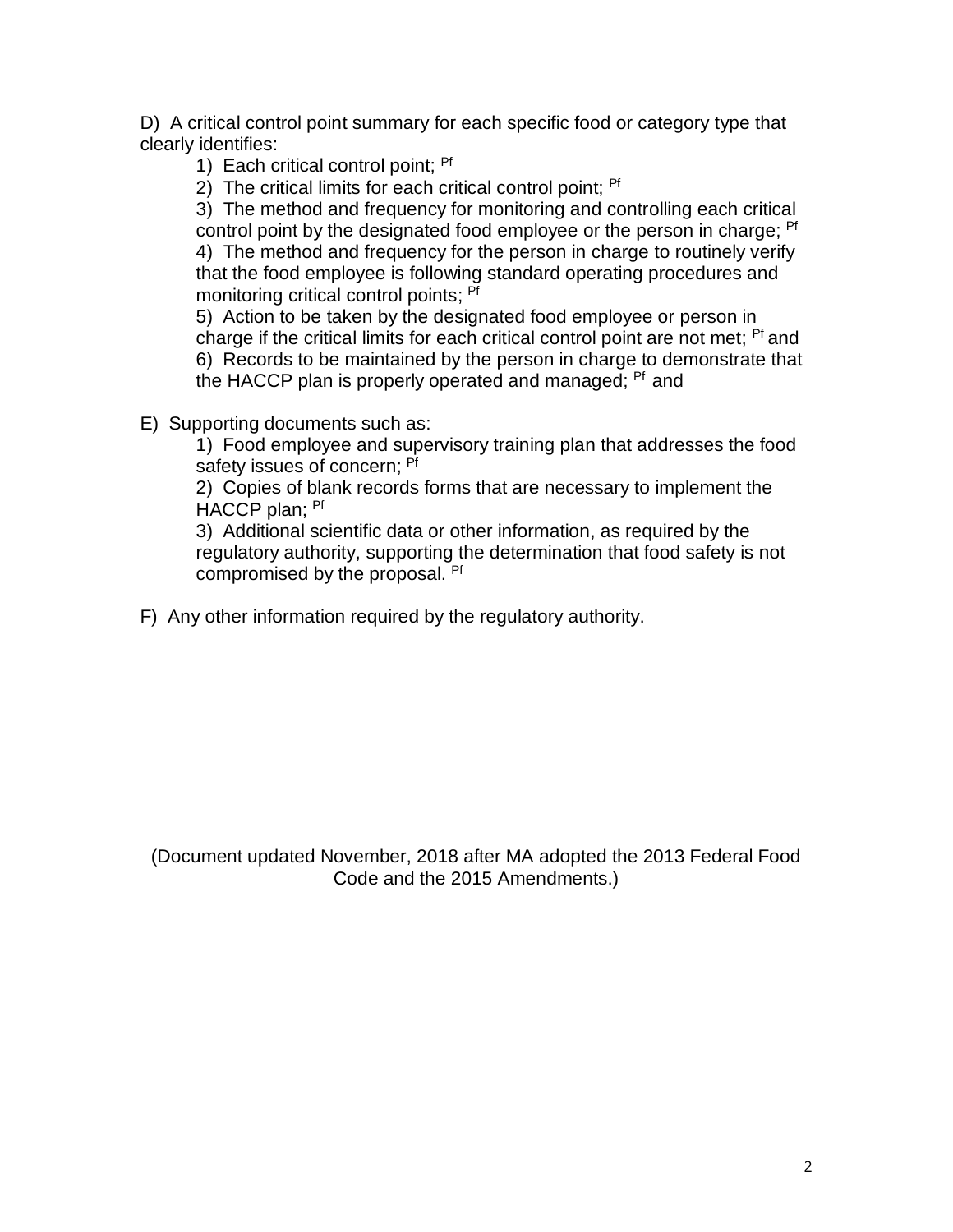D) A critical control point summary for each specific food or category type that clearly identifies:

1) Each critical control point; [Pf]

2) The critical limits for each critical control point; [Pf]

3) The method and frequency for monitoring and controlling each critical control point by the designated food employee or the person in charge; [Pf]

4) The method and frequency for the person in charge to routinely verify that the food employee is following standard operating procedures and monitoring critical control points; [Pf]

5) Action to be taken by the designated food employee or person in charge if the critical limits for each critical control point are not met; [Pf] and

6) Records to be maintained by the person in charge to demonstrate that the HACCP plan is properly operated and managed; [Pf] and

E) Supporting documents such as:

1) Food employee and supervisory training plan that addresses the food safety issues of concern; [Pf]

2) Copies of blank records forms that are necessary to implement the HACCP plan; [Pf]

3) Additional scientific data or other information, as required by the regulatory authority, supporting the determination that food safety is not compromised by the proposal. [Pf]

F) Any other information required by the regulatory authority.

(Document updated November, 2018 after MA adopted the 2013 Federal Food Code and the 2015 Amendments.)